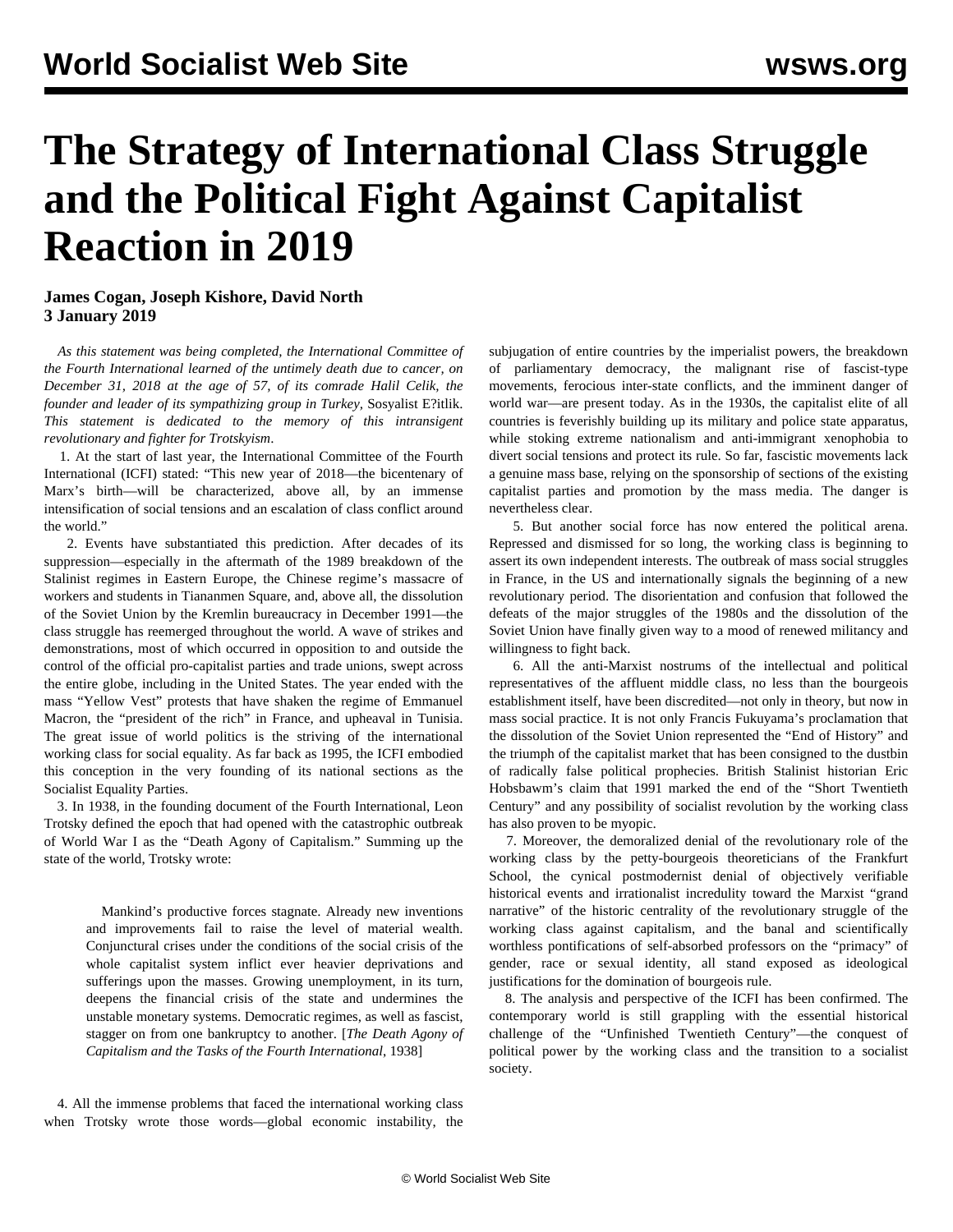# The Strategy of International Class Struggle and the Political Fight Against Capitalist Reaction in 2019

**James Cogan, Joseph Kishore, David North**
**3 January 2019**

*As this statement was being completed, the International Committee of the Fourth International learned of the untimely death due to cancer, on December 31, 2018 at the age of 57, of its comrade Halil Celik, the founder and leader of its sympathizing group in Turkey,* Sosyalist E?itlik*. This statement is dedicated to the memory of this intransigent revolutionary and fighter for Trotskyism*.

1. At the start of last year, the International Committee of the Fourth International (ICFI) stated: "This new year of 2018—the bicentenary of Marx's birth—will be characterized, above all, by an immense intensification of social tensions and an escalation of class conflict around the world."

2. Events have substantiated this prediction. After decades of its suppression—especially in the aftermath of the 1989 breakdown of the Stalinist regimes in Eastern Europe, the Chinese regime's massacre of workers and students in Tiananmen Square, and, above all, the dissolution of the Soviet Union by the Kremlin bureaucracy in December 1991—the class struggle has reemerged throughout the world. A wave of strikes and demonstrations, most of which occurred in opposition to and outside the control of the official pro-capitalist parties and trade unions, swept across the entire globe, including in the United States. The year ended with the mass "Yellow Vest" protests that have shaken the regime of Emmanuel Macron, the "president of the rich" in France, and upheaval in Tunisia. The great issue of world politics is the striving of the international working class for social equality. As far back as 1995, the ICFI embodied this conception in the very founding of its national sections as the Socialist Equality Parties.

3. In 1938, in the founding document of the Fourth International, Leon Trotsky defined the epoch that had opened with the catastrophic outbreak of World War I as the "Death Agony of Capitalism." Summing up the state of the world, Trotsky wrote:

> Mankind's productive forces stagnate. Already new inventions and improvements fail to raise the level of material wealth. Conjunctural crises under the conditions of the social crisis of the whole capitalist system inflict ever heavier deprivations and sufferings upon the masses. Growing unemployment, in its turn, deepens the financial crisis of the state and undermines the unstable monetary systems. Democratic regimes, as well as fascist, stagger on from one bankruptcy to another. [*The Death Agony of Capitalism and the Tasks of the Fourth International*, 1938]

4. All the immense problems that faced the international working class when Trotsky wrote those words—global economic instability, the subjugation of entire countries by the imperialist powers, the breakdown of parliamentary democracy, the malignant rise of fascist-type movements, ferocious inter-state conflicts, and the imminent danger of world war—are present today. As in the 1930s, the capitalist elite of all countries is feverishly building up its military and police state apparatus, while stoking extreme nationalism and anti-immigrant xenophobia to divert social tensions and protect its rule. So far, fascistic movements lack a genuine mass base, relying on the sponsorship of sections of the existing capitalist parties and promotion by the mass media. The danger is nevertheless clear.

5. But another social force has now entered the political arena. Repressed and dismissed for so long, the working class is beginning to assert its own independent interests. The outbreak of mass social struggles in France, in the US and internationally signals the beginning of a new revolutionary period. The disorientation and confusion that followed the defeats of the major struggles of the 1980s and the dissolution of the Soviet Union have finally given way to a mood of renewed militancy and willingness to fight back.

6. All the anti-Marxist nostrums of the intellectual and political representatives of the affluent middle class, no less than the bourgeois establishment itself, have been discredited—not only in theory, but now in mass social practice. It is not only Francis Fukuyama's proclamation that the dissolution of the Soviet Union represented the "End of History" and the triumph of the capitalist market that has been consigned to the dustbin of radically false political prophecies. British Stalinist historian Eric Hobsbawm's claim that 1991 marked the end of the "Short Twentieth Century" and any possibility of socialist revolution by the working class has also proven to be myopic.

7. Moreover, the demoralized denial of the revolutionary role of the working class by the petty-bourgeois theoreticians of the Frankfurt School, the cynical postmodernist denial of objectively verifiable historical events and irrationalist incredulity toward the Marxist "grand narrative" of the historic centrality of the revolutionary struggle of the working class against capitalism, and the banal and scientifically worthless pontifications of self-absorbed professors on the "primacy" of gender, race or sexual identity, all stand exposed as ideological justifications for the domination of bourgeois rule.

8. The analysis and perspective of the ICFI has been confirmed. The contemporary world is still grappling with the essential historical challenge of the "Unfinished Twentieth Century"—the conquest of political power by the working class and the transition to a socialist society.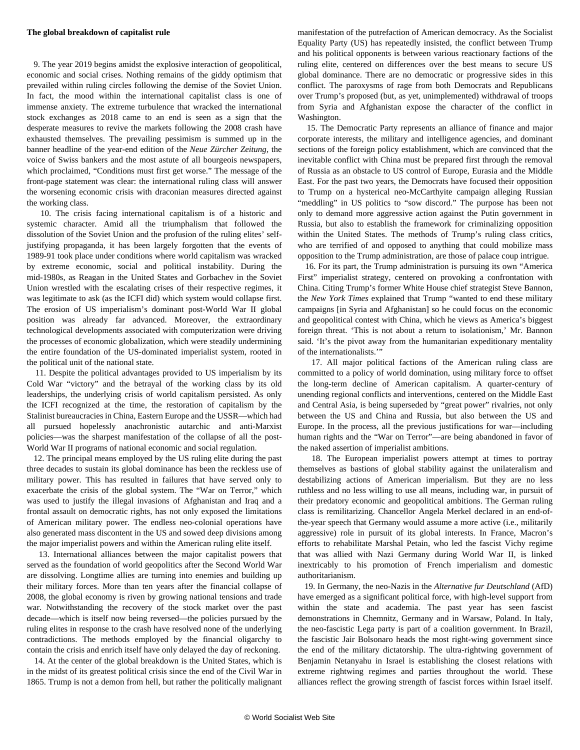### The global breakdown of capitalist rule

9. The year 2019 begins amidst the explosive interaction of geopolitical, economic and social crises. Nothing remains of the giddy optimism that prevailed within ruling circles following the demise of the Soviet Union. In fact, the mood within the international capitalist class is one of immense anxiety. The extreme turbulence that wracked the international stock exchanges as 2018 came to an end is seen as a sign that the desperate measures to revive the markets following the 2008 crash have exhausted themselves. The prevailing pessimism is summed up in the banner headline of the year-end edition of the *Neue Zürcher Zeitung*, the voice of Swiss bankers and the most astute of all bourgeois newspapers, which proclaimed, "Conditions must first get worse." The message of the front-page statement was clear: the international ruling class will answer the worsening economic crisis with draconian measures directed against the working class.

10. The crisis facing international capitalism is of a historic and systemic character. Amid all the triumphalism that followed the dissolution of the Soviet Union and the profusion of the ruling elites' self-justifying propaganda, it has been largely forgotten that the events of 1989-91 took place under conditions where world capitalism was wracked by extreme economic, social and political instability. During the mid-1980s, as Reagan in the United States and Gorbachev in the Soviet Union wrestled with the escalating crises of their respective regimes, it was legitimate to ask (as the ICFI did) which system would collapse first. The erosion of US imperialism's dominant post-World War II global position was already far advanced. Moreover, the extraordinary technological developments associated with computerization were driving the processes of economic globalization, which were steadily undermining the entire foundation of the US-dominated imperialist system, rooted in the political unit of the national state.

11. Despite the political advantages provided to US imperialism by its Cold War "victory" and the betrayal of the working class by its old leaderships, the underlying crisis of world capitalism persisted. As only the ICFI recognized at the time, the restoration of capitalism by the Stalinist bureaucracies in China, Eastern Europe and the USSR—which had all pursued hopelessly anachronistic autarchic and anti-Marxist policies—was the sharpest manifestation of the collapse of all the post-World War II programs of national economic and social regulation.

12. The principal means employed by the US ruling elite during the past three decades to sustain its global dominance has been the reckless use of military power. This has resulted in failures that have served only to exacerbate the crisis of the global system. The "War on Terror," which was used to justify the illegal invasions of Afghanistan and Iraq and a frontal assault on democratic rights, has not only exposed the limitations of American military power. The endless neo-colonial operations have also generated mass discontent in the US and sowed deep divisions among the major imperialist powers and within the American ruling elite itself.

13. International alliances between the major capitalist powers that served as the foundation of world geopolitics after the Second World War are dissolving. Longtime allies are turning into enemies and building up their military forces. More than ten years after the financial collapse of 2008, the global economy is riven by growing national tensions and trade war. Notwithstanding the recovery of the stock market over the past decade—which is itself now being reversed—the policies pursued by the ruling elites in response to the crash have resolved none of the underlying contradictions. The methods employed by the financial oligarchy to contain the crisis and enrich itself have only delayed the day of reckoning.

14. At the center of the global breakdown is the United States, which is in the midst of its greatest political crisis since the end of the Civil War in 1865. Trump is not a demon from hell, but rather the politically malignant manifestation of the putrefaction of American democracy. As the Socialist Equality Party (US) has repeatedly insisted, the conflict between Trump and his political opponents is between various reactionary factions of the ruling elite, centered on differences over the best means to secure US global dominance. There are no democratic or progressive sides in this conflict. The paroxysms of rage from both Democrats and Republicans over Trump's proposed (but, as yet, unimplemented) withdrawal of troops from Syria and Afghanistan expose the character of the conflict in Washington.

15. The Democratic Party represents an alliance of finance and major corporate interests, the military and intelligence agencies, and dominant sections of the foreign policy establishment, which are convinced that the inevitable conflict with China must be prepared first through the removal of Russia as an obstacle to US control of Europe, Eurasia and the Middle East. For the past two years, the Democrats have focused their opposition to Trump on a hysterical neo-McCarthyite campaign alleging Russian "meddling" in US politics to "sow discord." The purpose has been not only to demand more aggressive action against the Putin government in Russia, but also to establish the framework for criminalizing opposition within the United States. The methods of Trump's ruling class critics, who are terrified of and opposed to anything that could mobilize mass opposition to the Trump administration, are those of palace coup intrigue.

16. For its part, the Trump administration is pursuing its own "America First" imperialist strategy, centered on provoking a confrontation with China. Citing Trump's former White House chief strategist Steve Bannon, the *New York Times* explained that Trump "wanted to end these military campaigns [in Syria and Afghanistan] so he could focus on the economic and geopolitical contest with China, which he views as America's biggest foreign threat. 'This is not about a return to isolationism,' Mr. Bannon said. 'It's the pivot away from the humanitarian expeditionary mentality of the internationalists.'"

17. All major political factions of the American ruling class are committed to a policy of world domination, using military force to offset the long-term decline of American capitalism. A quarter-century of unending regional conflicts and interventions, centered on the Middle East and Central Asia, is being superseded by "great power" rivalries, not only between the US and China and Russia, but also between the US and Europe. In the process, all the previous justifications for war—including human rights and the "War on Terror"—are being abandoned in favor of the naked assertion of imperialist ambitions.

18. The European imperialist powers attempt at times to portray themselves as bastions of global stability against the unilateralism and destabilizing actions of American imperialism. But they are no less ruthless and no less willing to use all means, including war, in pursuit of their predatory economic and geopolitical ambitions. The German ruling class is remilitarizing. Chancellor Angela Merkel declared in an end-of-the-year speech that Germany would assume a more active (i.e., militarily aggressive) role in pursuit of its global interests. In France, Macron's efforts to rehabilitate Marshal Petain, who led the fascist Vichy regime that was allied with Nazi Germany during World War II, is linked inextricably to his promotion of French imperialism and domestic authoritarianism.

19. In Germany, the neo-Nazis in the *Alternative fur Deutschland* (AfD) have emerged as a significant political force, with high-level support from within the state and academia. The past year has seen fascist demonstrations in Chemnitz, Germany and in Warsaw, Poland. In Italy, the neo-fascistic Lega party is part of a coalition government. In Brazil, the fascistic Jair Bolsonaro heads the most right-wing government since the end of the military dictatorship. The ultra-rightwing government of Benjamin Netanyahu in Israel is establishing the closest relations with extreme rightwing regimes and parties throughout the world. These alliances reflect the growing strength of fascist forces within Israel itself.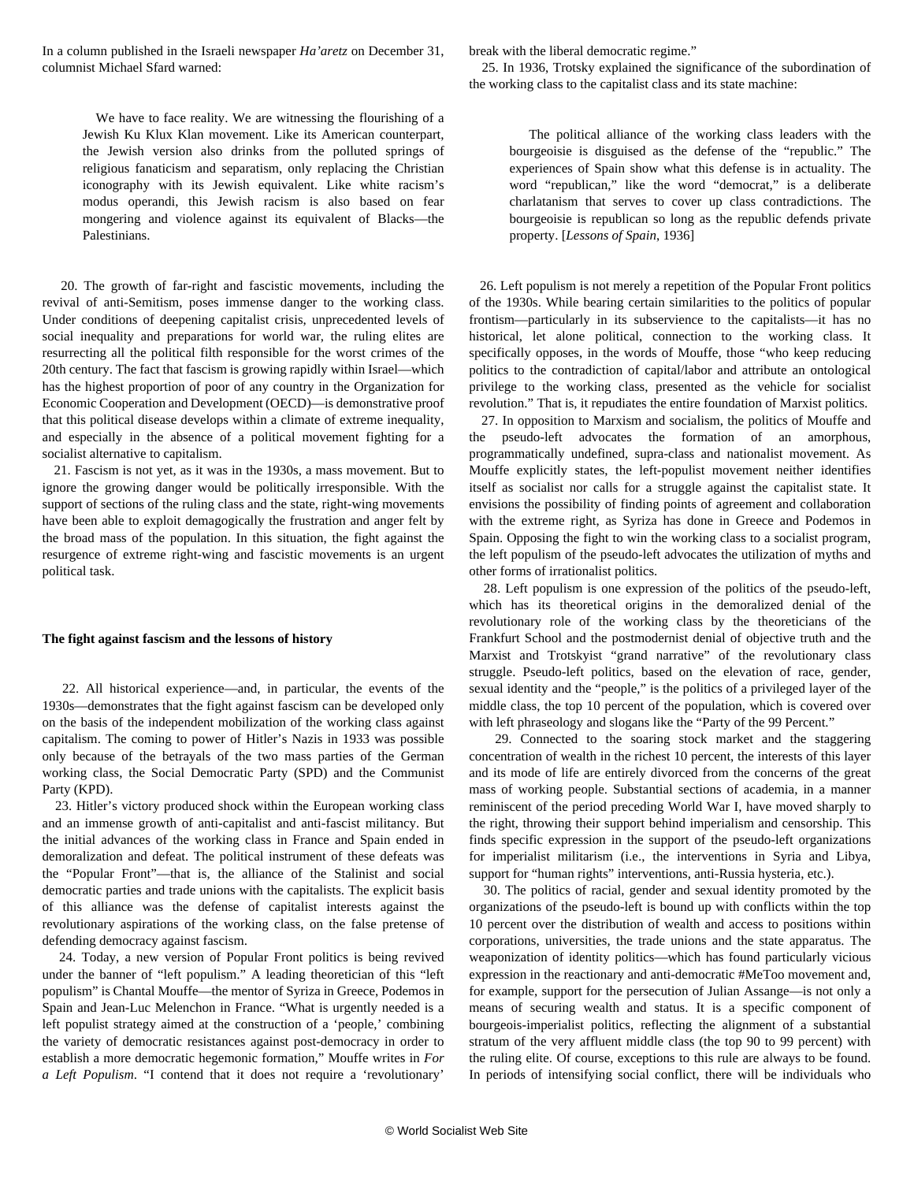In a column published in the Israeli newspaper *Ha'aretz* on December 31, columnist Michael Sfard warned:

> We have to face reality. We are witnessing the flourishing of a Jewish Ku Klux Klan movement. Like its American counterpart, the Jewish version also drinks from the polluted springs of religious fanaticism and separatism, only replacing the Christian iconography with its Jewish equivalent. Like white racism's modus operandi, this Jewish racism is also based on fear mongering and violence against its equivalent of Blacks—the Palestinians.

20. The growth of far-right and fascistic movements, including the revival of anti-Semitism, poses immense danger to the working class. Under conditions of deepening capitalist crisis, unprecedented levels of social inequality and preparations for world war, the ruling elites are resurrecting all the political filth responsible for the worst crimes of the 20th century. The fact that fascism is growing rapidly within Israel—which has the highest proportion of poor of any country in the Organization for Economic Cooperation and Development (OECD)—is demonstrative proof that this political disease develops within a climate of extreme inequality, and especially in the absence of a political movement fighting for a socialist alternative to capitalism.

21. Fascism is not yet, as it was in the 1930s, a mass movement. But to ignore the growing danger would be politically irresponsible. With the support of sections of the ruling class and the state, right-wing movements have been able to exploit demagogically the frustration and anger felt by the broad mass of the population. In this situation, the fight against the resurgence of extreme right-wing and fascistic movements is an urgent political task.

**The fight against fascism and the lessons of history**

22. All historical experience—and, in particular, the events of the 1930s—demonstrates that the fight against fascism can be developed only on the basis of the independent mobilization of the working class against capitalism. The coming to power of Hitler's Nazis in 1933 was possible only because of the betrayals of the two mass parties of the German working class, the Social Democratic Party (SPD) and the Communist Party (KPD).

23. Hitler's victory produced shock within the European working class and an immense growth of anti-capitalist and anti-fascist militancy. But the initial advances of the working class in France and Spain ended in demoralization and defeat. The political instrument of these defeats was the "Popular Front"—that is, the alliance of the Stalinist and social democratic parties and trade unions with the capitalists. The explicit basis of this alliance was the defense of capitalist interests against the revolutionary aspirations of the working class, on the false pretense of defending democracy against fascism.

24. Today, a new version of Popular Front politics is being revived under the banner of "left populism." A leading theoretician of this "left populism" is Chantal Mouffe—the mentor of Syriza in Greece, Podemos in Spain and Jean-Luc Melenchon in France. "What is urgently needed is a left populist strategy aimed at the construction of a 'people,' combining the variety of democratic resistances against post-democracy in order to establish a more democratic hegemonic formation," Mouffe writes in *For a Left Populism*. "I contend that it does not require a 'revolutionary' break with the liberal democratic regime."

25. In 1936, Trotsky explained the significance of the subordination of the working class to the capitalist class and its state machine:

> The political alliance of the working class leaders with the bourgeoisie is disguised as the defense of the "republic." The experiences of Spain show what this defense is in actuality. The word "republican," like the word "democrat," is a deliberate charlatanism that serves to cover up class contradictions. The bourgeoisie is republican so long as the republic defends private property. [*Lessons of Spain*, 1936]

26. Left populism is not merely a repetition of the Popular Front politics of the 1930s. While bearing certain similarities to the politics of popular frontism—particularly in its subservience to the capitalists—it has no historical, let alone political, connection to the working class. It specifically opposes, in the words of Mouffe, those "who keep reducing politics to the contradiction of capital/labor and attribute an ontological privilege to the working class, presented as the vehicle for socialist revolution." That is, it repudiates the entire foundation of Marxist politics.

27. In opposition to Marxism and socialism, the politics of Mouffe and the pseudo-left advocates the formation of an amorphous, programmatically undefined, supra-class and nationalist movement. As Mouffe explicitly states, the left-populist movement neither identifies itself as socialist nor calls for a struggle against the capitalist state. It envisions the possibility of finding points of agreement and collaboration with the extreme right, as Syriza has done in Greece and Podemos in Spain. Opposing the fight to win the working class to a socialist program, the left populism of the pseudo-left advocates the utilization of myths and other forms of irrationalist politics.

28. Left populism is one expression of the politics of the pseudo-left, which has its theoretical origins in the demoralized denial of the revolutionary role of the working class by the theoreticians of the Frankfurt School and the postmodernist denial of objective truth and the Marxist and Trotskyist "grand narrative" of the revolutionary class struggle. Pseudo-left politics, based on the elevation of race, gender, sexual identity and the "people," is the politics of a privileged layer of the middle class, the top 10 percent of the population, which is covered over with left phraseology and slogans like the "Party of the 99 Percent."

29. Connected to the soaring stock market and the staggering concentration of wealth in the richest 10 percent, the interests of this layer and its mode of life are entirely divorced from the concerns of the great mass of working people. Substantial sections of academia, in a manner reminiscent of the period preceding World War I, have moved sharply to the right, throwing their support behind imperialism and censorship. This finds specific expression in the support of the pseudo-left organizations for imperialist militarism (i.e., the interventions in Syria and Libya, support for "human rights" interventions, anti-Russia hysteria, etc.).

30. The politics of racial, gender and sexual identity promoted by the organizations of the pseudo-left is bound up with conflicts within the top 10 percent over the distribution of wealth and access to positions within corporations, universities, the trade unions and the state apparatus. The weaponization of identity politics—which has found particularly vicious expression in the reactionary and anti-democratic #MeToo movement and, for example, support for the persecution of Julian Assange—is not only a means of securing wealth and status. It is a specific component of bourgeois-imperialist politics, reflecting the alignment of a substantial stratum of the very affluent middle class (the top 90 to 99 percent) with the ruling elite. Of course, exceptions to this rule are always to be found. In periods of intensifying social conflict, there will be individuals who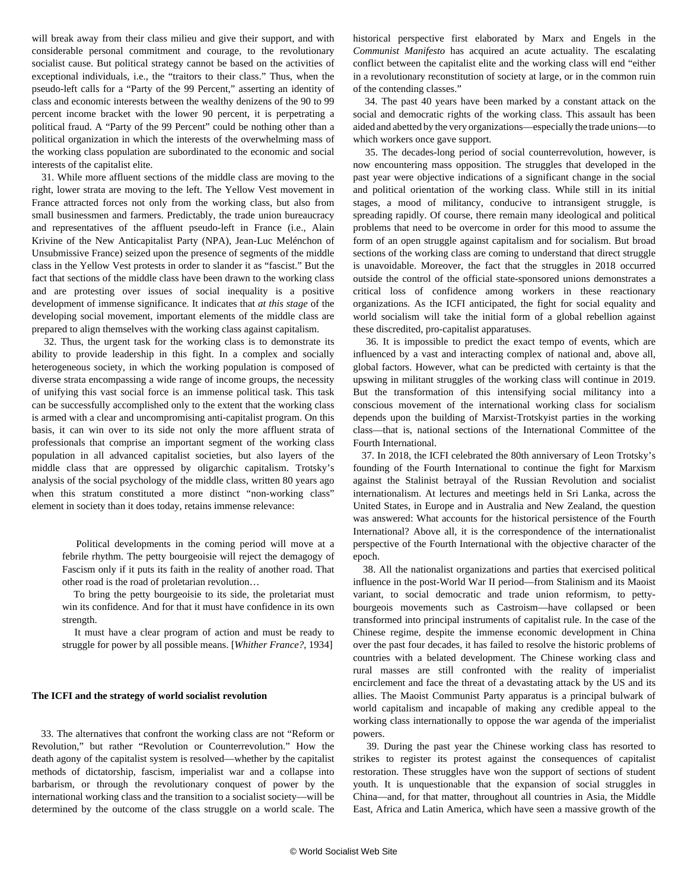will break away from their class milieu and give their support, and with considerable personal commitment and courage, to the revolutionary socialist cause. But political strategy cannot be based on the activities of exceptional individuals, i.e., the "traitors to their class." Thus, when the pseudo-left calls for a "Party of the 99 Percent," asserting an identity of class and economic interests between the wealthy denizens of the 90 to 99 percent income bracket with the lower 90 percent, it is perpetrating a political fraud. A "Party of the 99 Percent" could be nothing other than a political organization in which the interests of the overwhelming mass of the working class population are subordinated to the economic and social interests of the capitalist elite.

31. While more affluent sections of the middle class are moving to the right, lower strata are moving to the left. The Yellow Vest movement in France attracted forces not only from the working class, but also from small businessmen and farmers. Predictably, the trade union bureaucracy and representatives of the affluent pseudo-left in France (i.e., Alain Krivine of the New Anticapitalist Party (NPA), Jean-Luc Melénchon of Unsubmissive France) seized upon the presence of segments of the middle class in the Yellow Vest protests in order to slander it as "fascist." But the fact that sections of the middle class have been drawn to the working class and are protesting over issues of social inequality is a positive development of immense significance. It indicates that *at this stage* of the developing social movement, important elements of the middle class are prepared to align themselves with the working class against capitalism.

32. Thus, the urgent task for the working class is to demonstrate its ability to provide leadership in this fight. In a complex and socially heterogeneous society, in which the working population is composed of diverse strata encompassing a wide range of income groups, the necessity of unifying this vast social force is an immense political task. This task can be successfully accomplished only to the extent that the working class is armed with a clear and uncompromising anti-capitalist program. On this basis, it can win over to its side not only the more affluent strata of professionals that comprise an important segment of the working class population in all advanced capitalist societies, but also layers of the middle class that are oppressed by oligarchic capitalism. Trotsky's analysis of the social psychology of the middle class, written 80 years ago when this stratum constituted a more distinct "non-working class" element in society than it does today, retains immense relevance:

> Political developments in the coming period will move at a febrile rhythm. The petty bourgeoisie will reject the demagogy of Fascism only if it puts its faith in the reality of another road. That other road is the road of proletarian revolution…
>
> To bring the petty bourgeoisie to its side, the proletariat must win its confidence. And for that it must have confidence in its own strength.
>
> It must have a clear program of action and must be ready to struggle for power by all possible means. [*Whither France?*, 1934]

**The ICFI and the strategy of world socialist revolution**

33. The alternatives that confront the working class are not "Reform or Revolution," but rather "Revolution or Counterrevolution." How the death agony of the capitalist system is resolved—whether by the capitalist methods of dictatorship, fascism, imperialist war and a collapse into barbarism, or through the revolutionary conquest of power by the international working class and the transition to a socialist society—will be determined by the outcome of the class struggle on a world scale. The historical perspective first elaborated by Marx and Engels in the *Communist Manifesto* has acquired an acute actuality. The escalating conflict between the capitalist elite and the working class will end "either in a revolutionary reconstitution of society at large, or in the common ruin of the contending classes."

34. The past 40 years have been marked by a constant attack on the social and democratic rights of the working class. This assault has been aided and abetted by the very organizations—especially the trade unions—to which workers once gave support.

35. The decades-long period of social counterrevolution, however, is now encountering mass opposition. The struggles that developed in the past year were objective indications of a significant change in the social and political orientation of the working class. While still in its initial stages, a mood of militancy, conducive to intransigent struggle, is spreading rapidly. Of course, there remain many ideological and political problems that need to be overcome in order for this mood to assume the form of an open struggle against capitalism and for socialism. But broad sections of the working class are coming to understand that direct struggle is unavoidable. Moreover, the fact that the struggles in 2018 occurred outside the control of the official state-sponsored unions demonstrates a critical loss of confidence among workers in these reactionary organizations. As the ICFI anticipated, the fight for social equality and world socialism will take the initial form of a global rebellion against these discredited, pro-capitalist apparatuses.

36. It is impossible to predict the exact tempo of events, which are influenced by a vast and interacting complex of national and, above all, global factors. However, what can be predicted with certainty is that the upswing in militant struggles of the working class will continue in 2019. But the transformation of this intensifying social militancy into a conscious movement of the international working class for socialism depends upon the building of Marxist-Trotskyist parties in the working class—that is, national sections of the International Committee of the Fourth International.

37. In 2018, the ICFI celebrated the 80th anniversary of Leon Trotsky's founding of the Fourth International to continue the fight for Marxism against the Stalinist betrayal of the Russian Revolution and socialist internationalism. At lectures and meetings held in Sri Lanka, across the United States, in Europe and in Australia and New Zealand, the question was answered: What accounts for the historical persistence of the Fourth International? Above all, it is the correspondence of the internationalist perspective of the Fourth International with the objective character of the epoch.

38. All the nationalist organizations and parties that exercised political influence in the post-World War II period—from Stalinism and its Maoist variant, to social democratic and trade union reformism, to petty-bourgeois movements such as Castroism—have collapsed or been transformed into principal instruments of capitalist rule. In the case of the Chinese regime, despite the immense economic development in China over the past four decades, it has failed to resolve the historic problems of countries with a belated development. The Chinese working class and rural masses are still confronted with the reality of imperialist encirclement and face the threat of a devastating attack by the US and its allies. The Maoist Communist Party apparatus is a principal bulwark of world capitalism and incapable of making any credible appeal to the working class internationally to oppose the war agenda of the imperialist powers.

39. During the past year the Chinese working class has resorted to strikes to register its protest against the consequences of capitalist restoration. These struggles have won the support of sections of student youth. It is unquestionable that the expansion of social struggles in China—and, for that matter, throughout all countries in Asia, the Middle East, Africa and Latin America, which have seen a massive growth of the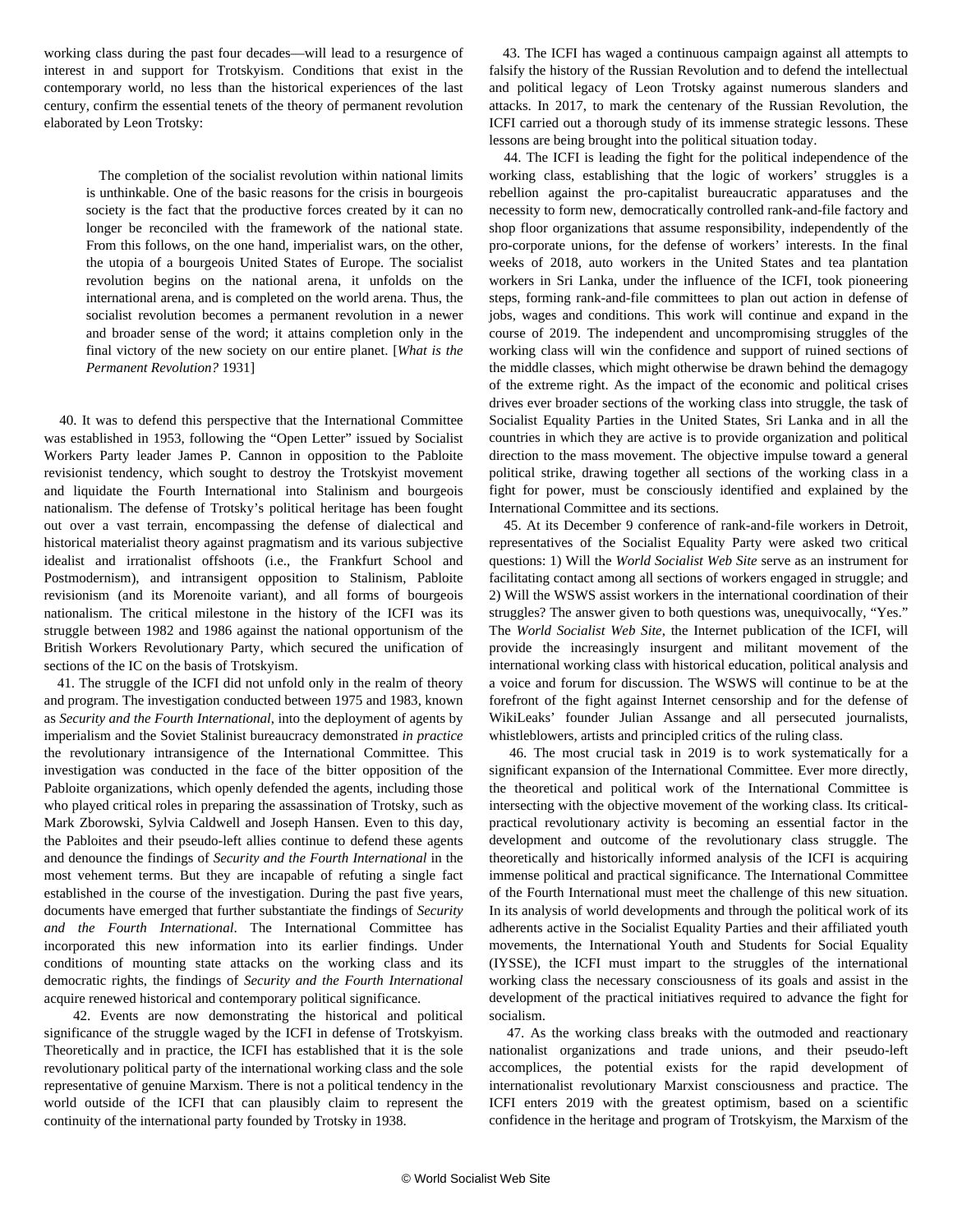working class during the past four decades—will lead to a resurgence of interest in and support for Trotskyism. Conditions that exist in the contemporary world, no less than the historical experiences of the last century, confirm the essential tenets of the theory of permanent revolution elaborated by Leon Trotsky:

> The completion of the socialist revolution within national limits is unthinkable. One of the basic reasons for the crisis in bourgeois society is the fact that the productive forces created by it can no longer be reconciled with the framework of the national state. From this follows, on the one hand, imperialist wars, on the other, the utopia of a bourgeois United States of Europe. The socialist revolution begins on the national arena, it unfolds on the international arena, and is completed on the world arena. Thus, the socialist revolution becomes a permanent revolution in a newer and broader sense of the word; it attains completion only in the final victory of the new society on our entire planet. [*What is the Permanent Revolution?* 1931]

40. It was to defend this perspective that the International Committee was established in 1953, following the "Open Letter" issued by Socialist Workers Party leader James P. Cannon in opposition to the Pabloite revisionist tendency, which sought to destroy the Trotskyist movement and liquidate the Fourth International into Stalinism and bourgeois nationalism. The defense of Trotsky's political heritage has been fought out over a vast terrain, encompassing the defense of dialectical and historical materialist theory against pragmatism and its various subjective idealist and irrationalist offshoots (i.e., the Frankfurt School and Postmodernism), and intransigent opposition to Stalinism, Pabloite revisionism (and its Morenoite variant), and all forms of bourgeois nationalism. The critical milestone in the history of the ICFI was its struggle between 1982 and 1986 against the national opportunism of the British Workers Revolutionary Party, which secured the unification of sections of the IC on the basis of Trotskyism.

41. The struggle of the ICFI did not unfold only in the realm of theory and program. The investigation conducted between 1975 and 1983, known as *Security and the Fourth International*, into the deployment of agents by imperialism and the Soviet Stalinist bureaucracy demonstrated *in practice* the revolutionary intransigence of the International Committee. This investigation was conducted in the face of the bitter opposition of the Pabloite organizations, which openly defended the agents, including those who played critical roles in preparing the assassination of Trotsky, such as Mark Zborowski, Sylvia Caldwell and Joseph Hansen. Even to this day, the Pabloites and their pseudo-left allies continue to defend these agents and denounce the findings of *Security and the Fourth International* in the most vehement terms. But they are incapable of refuting a single fact established in the course of the investigation. During the past five years, documents have emerged that further substantiate the findings of *Security and the Fourth International*. The International Committee has incorporated this new information into its earlier findings. Under conditions of mounting state attacks on the working class and its democratic rights, the findings of *Security and the Fourth International* acquire renewed historical and contemporary political significance.

42. Events are now demonstrating the historical and political significance of the struggle waged by the ICFI in defense of Trotskyism. Theoretically and in practice, the ICFI has established that it is the sole revolutionary political party of the international working class and the sole representative of genuine Marxism. There is not a political tendency in the world outside of the ICFI that can plausibly claim to represent the continuity of the international party founded by Trotsky in 1938.

43. The ICFI has waged a continuous campaign against all attempts to falsify the history of the Russian Revolution and to defend the intellectual and political legacy of Leon Trotsky against numerous slanders and attacks. In 2017, to mark the centenary of the Russian Revolution, the ICFI carried out a thorough study of its immense strategic lessons. These lessons are being brought into the political situation today.

44. The ICFI is leading the fight for the political independence of the working class, establishing that the logic of workers' struggles is a rebellion against the pro-capitalist bureaucratic apparatuses and the necessity to form new, democratically controlled rank-and-file factory and shop floor organizations that assume responsibility, independently of the pro-corporate unions, for the defense of workers' interests. In the final weeks of 2018, auto workers in the United States and tea plantation workers in Sri Lanka, under the influence of the ICFI, took pioneering steps, forming rank-and-file committees to plan out action in defense of jobs, wages and conditions. This work will continue and expand in the course of 2019. The independent and uncompromising struggles of the working class will win the confidence and support of ruined sections of the middle classes, which might otherwise be drawn behind the demagogy of the extreme right. As the impact of the economic and political crises drives ever broader sections of the working class into struggle, the task of Socialist Equality Parties in the United States, Sri Lanka and in all the countries in which they are active is to provide organization and political direction to the mass movement. The objective impulse toward a general political strike, drawing together all sections of the working class in a fight for power, must be consciously identified and explained by the International Committee and its sections.

45. At its December 9 conference of rank-and-file workers in Detroit, representatives of the Socialist Equality Party were asked two critical questions: 1) Will the *World Socialist Web Site* serve as an instrument for facilitating contact among all sections of workers engaged in struggle; and 2) Will the WSWS assist workers in the international coordination of their struggles? The answer given to both questions was, unequivocally, "Yes." The *World Socialist Web Site*, the Internet publication of the ICFI, will provide the increasingly insurgent and militant movement of the international working class with historical education, political analysis and a voice and forum for discussion. The WSWS will continue to be at the forefront of the fight against Internet censorship and for the defense of WikiLeaks' founder Julian Assange and all persecuted journalists, whistleblowers, artists and principled critics of the ruling class.

46. The most crucial task in 2019 is to work systematically for a significant expansion of the International Committee. Ever more directly, the theoretical and political work of the International Committee is intersecting with the objective movement of the working class. Its critical-practical revolutionary activity is becoming an essential factor in the development and outcome of the revolutionary class struggle. The theoretically and historically informed analysis of the ICFI is acquiring immense political and practical significance. The International Committee of the Fourth International must meet the challenge of this new situation. In its analysis of world developments and through the political work of its adherents active in the Socialist Equality Parties and their affiliated youth movements, the International Youth and Students for Social Equality (IYSSE), the ICFI must impart to the struggles of the international working class the necessary consciousness of its goals and assist in the development of the practical initiatives required to advance the fight for socialism.

47. As the working class breaks with the outmoded and reactionary nationalist organizations and trade unions, and their pseudo-left accomplices, the potential exists for the rapid development of internationalist revolutionary Marxist consciousness and practice. The ICFI enters 2019 with the greatest optimism, based on a scientific confidence in the heritage and program of Trotskyism, the Marxism of the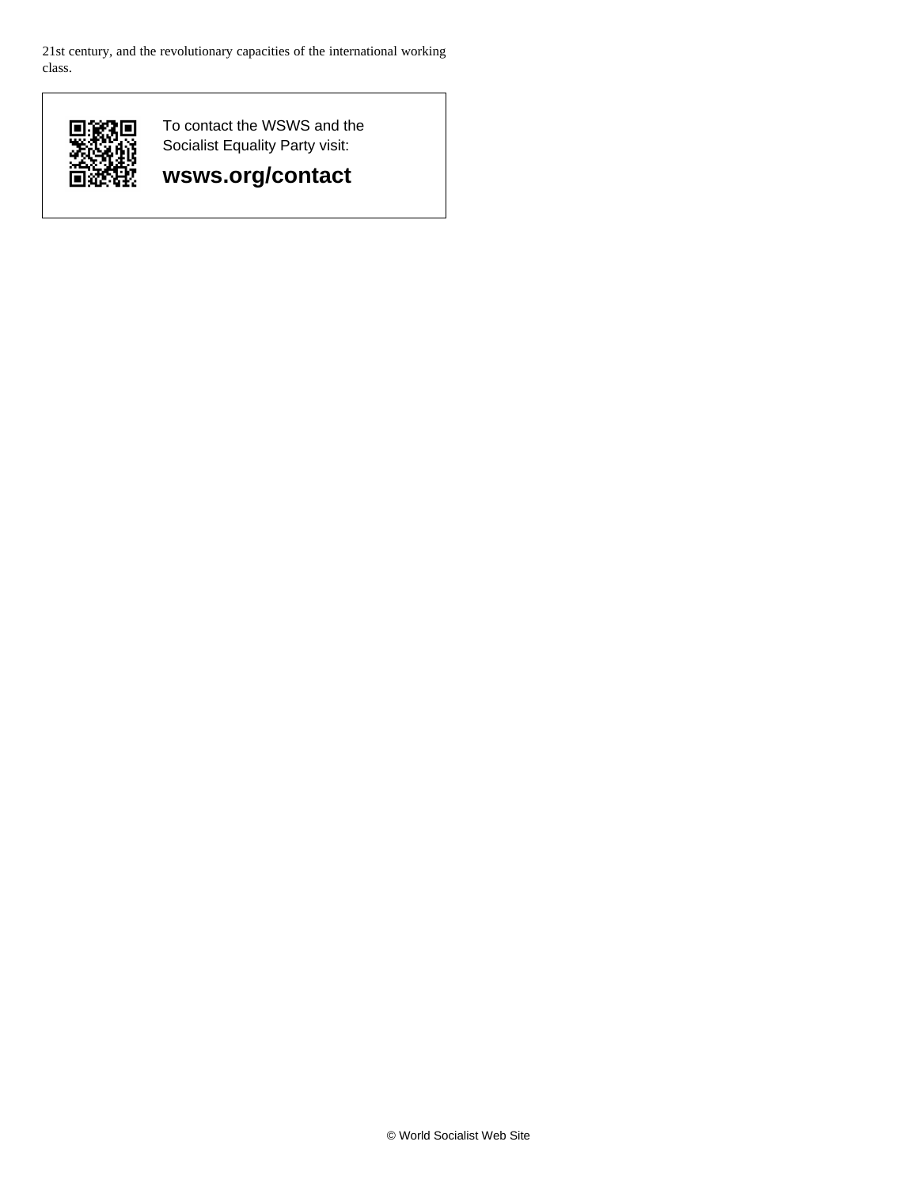21st century, and the revolutionary capacities of the international working class.

To contact the WSWS and the Socialist Equality Party visit:

**wsws.org/contact**